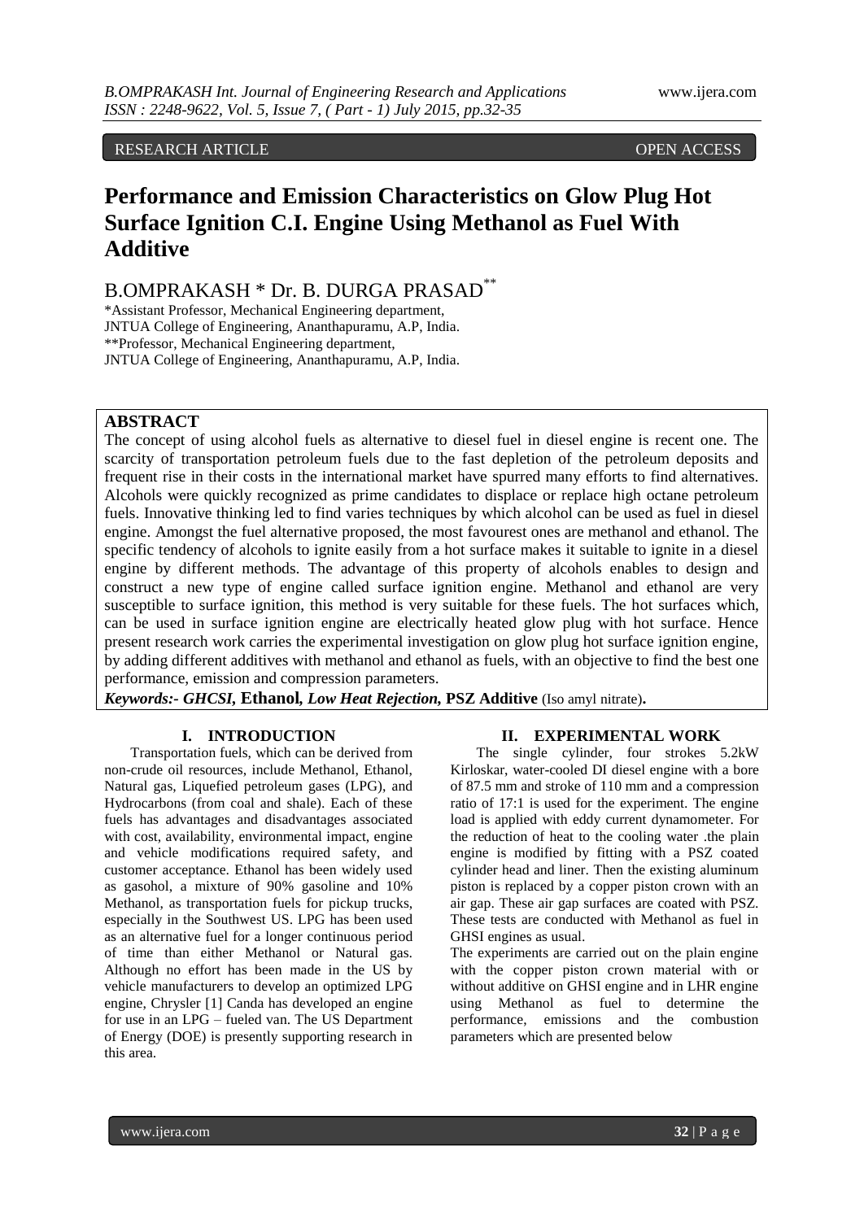RESEARCH ARTICLE OPEN ACCESS

# Performance and Emission Characteristics on Glow Plug Hot Surface Ignition C.I. Engine Using Methanol as Fuel With Additive

B.OMPRAKASH * Dr. B. DURGA PRASAD**

\*Assistant Professor, Mechanical Engineering department,
JNTUA College of Engineering, Ananthapuramu, A.P, India.
\*\*Professor, Mechanical Engineering department,
JNTUA College of Engineering, Ananthapuramu, A.P, India.

## ABSTRACT

The concept of using alcohol fuels as alternative to diesel fuel in diesel engine is recent one. The scarcity of transportation petroleum fuels due to the fast depletion of the petroleum deposits and frequent rise in their costs in the international market have spurred many efforts to find alternatives. Alcohols were quickly recognized as prime candidates to displace or replace high octane petroleum fuels. Innovative thinking led to find varies techniques by which alcohol can be used as fuel in diesel engine. Amongst the fuel alternative proposed, the most favourest ones are methanol and ethanol. The specific tendency of alcohols to ignite easily from a hot surface makes it suitable to ignite in a diesel engine by different methods. The advantage of this property of alcohols enables to design and construct a new type of engine called surface ignition engine. Methanol and ethanol are very susceptible to surface ignition, this method is very suitable for these fuels. The hot surfaces which, can be used in surface ignition engine are electrically heated glow plug with hot surface. Hence present research work carries the experimental investigation on glow plug hot surface ignition engine, by adding different additives with methanol and ethanol as fuels, with an objective to find the best one performance, emission and compression parameters.

***Keywords:- GHCSI,* Ethanol, *Low Heat Rejection,* PSZ Additive** (Iso amyl nitrate)**.**

## I. INTRODUCTION

Transportation fuels, which can be derived from non-crude oil resources, include Methanol, Ethanol, Natural gas, Liquefied petroleum gases (LPG), and Hydrocarbons (from coal and shale). Each of these fuels has advantages and disadvantages associated with cost, availability, environmental impact, engine and vehicle modifications required safety, and customer acceptance. Ethanol has been widely used as gasohol, a mixture of 90% gasoline and 10% Methanol, as transportation fuels for pickup trucks, especially in the Southwest US. LPG has been used as an alternative fuel for a longer continuous period of time than either Methanol or Natural gas. Although no effort has been made in the US by vehicle manufacturers to develop an optimized LPG engine, Chrysler [1] Canda has developed an engine for use in an LPG – fueled van. The US Department of Energy (DOE) is presently supporting research in this area.

## II. EXPERIMENTAL WORK

The single cylinder, four strokes 5.2kW Kirloskar, water-cooled DI diesel engine with a bore of 87.5 mm and stroke of 110 mm and a compression ratio of 17:1 is used for the experiment. The engine load is applied with eddy current dynamometer. For the reduction of heat to the cooling water .the plain engine is modified by fitting with a PSZ coated cylinder head and liner. Then the existing aluminum piston is replaced by a copper piston crown with an air gap. These air gap surfaces are coated with PSZ. These tests are conducted with Methanol as fuel in GHSI engines as usual.

The experiments are carried out on the plain engine with the copper piston crown material with or without additive on GHSI engine and in LHR engine using Methanol as fuel to determine the performance, emissions and the combustion parameters which are presented below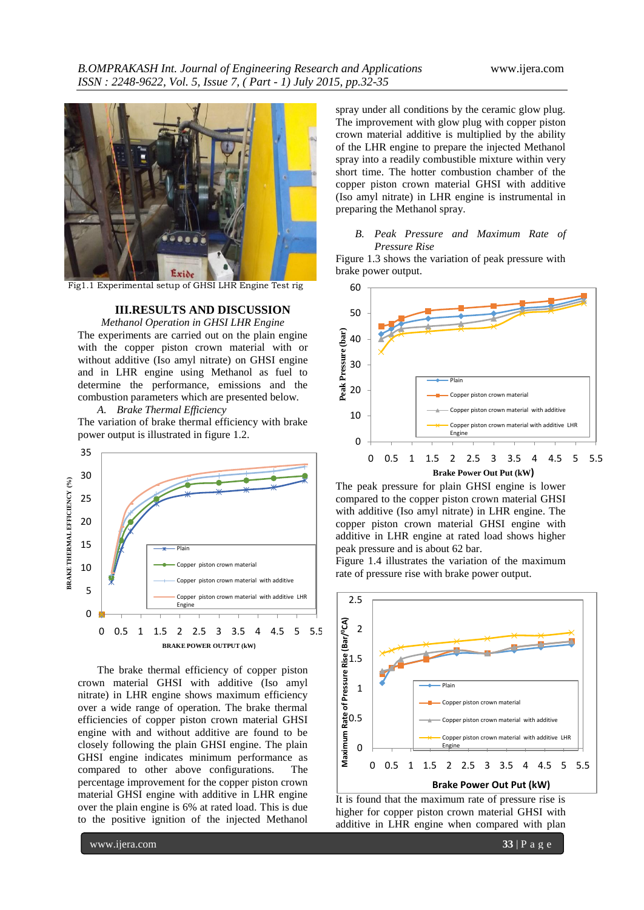Fig1.1 Experimental setup of GHSI LHR Engine Test rig

## III.RESULTS AND DISCUSSION

*Methanol Operation in GHSI LHR Engine*

The experiments are carried out on the plain engine with the copper piston crown material with or without additive (Iso amyl nitrate) on GHSI engine and in LHR engine using Methanol as fuel to determine the performance, emissions and the combustion parameters which are presented below.

### *A. Brake Thermal Efficiency*

The variation of brake thermal efficiency with brake power output is illustrated in figure 1.2.

The brake thermal efficiency of copper piston crown material GHSI with additive (Iso amyl nitrate) in LHR engine shows maximum efficiency over a wide range of operation. The brake thermal efficiencies of copper piston crown material GHSI engine with and without additive are found to be closely following the plain GHSI engine. The plain GHSI engine indicates minimum performance as compared to other above configurations. The percentage improvement for the copper piston crown material GHSI engine with additive in LHR engine over the plain engine is 6% at rated load. This is due to the positive ignition of the injected Methanol spray under all conditions by the ceramic glow plug. The improvement with glow plug with copper piston crown material additive is multiplied by the ability of the LHR engine to prepare the injected Methanol spray into a readily combustible mixture within very short time. The hotter combustion chamber of the copper piston crown material GHSI with additive (Iso amyl nitrate) in LHR engine is instrumental in preparing the Methanol spray.

### *B. Peak Pressure and Maximum Rate of Pressure Rise*

Figure 1.3 shows the variation of peak pressure with brake power output.

The peak pressure for plain GHSI engine is lower compared to the copper piston crown material GHSI with additive (Iso amyl nitrate) in LHR engine. The copper piston crown material GHSI engine with additive in LHR engine at rated load shows higher peak pressure and is about 62 bar.

Figure 1.4 illustrates the variation of the maximum rate of pressure rise with brake power output.

It is found that the maximum rate of pressure rise is higher for copper piston crown material GHSI with additive in LHR engine when compared with plan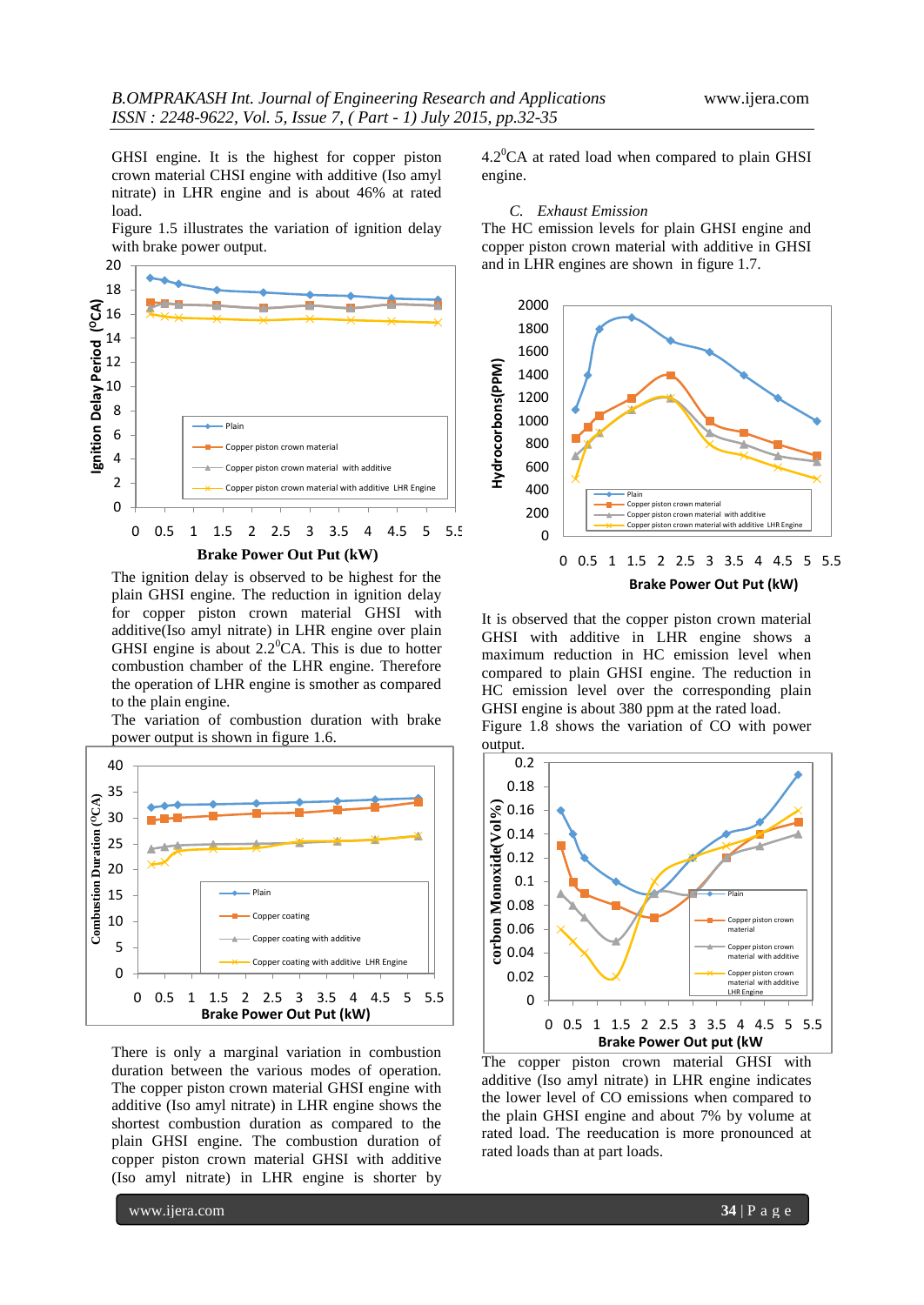GHSI engine. It is the highest for copper piston crown material CHSI engine with additive (Iso amyl nitrate) in LHR engine and is about 46% at rated load.

Figure 1.5 illustrates the variation of ignition delay with brake power output.

The ignition delay is observed to be highest for the plain GHSI engine. The reduction in ignition delay for copper piston crown material GHSI with additive(Iso amyl nitrate) in LHR engine over plain GHSI engine is about 2.2$^0$CA. This is due to hotter combustion chamber of the LHR engine. Therefore the operation of LHR engine is smother as compared to the plain engine.

The variation of combustion duration with brake power output is shown in figure 1.6.

There is only a marginal variation in combustion duration between the various modes of operation. The copper piston crown material GHSI engine with additive (Iso amyl nitrate) in LHR engine shows the shortest combustion duration as compared to the plain GHSI engine. The combustion duration of copper piston crown material GHSI with additive (Iso amyl nitrate) in LHR engine is shorter by 4.2$^0$CA at rated load when compared to plain GHSI engine.

### C. Exhaust Emission

The HC emission levels for plain GHSI engine and copper piston crown material with additive in GHSI and in LHR engines are shown in figure 1.7.

It is observed that the copper piston crown material GHSI with additive in LHR engine shows a maximum reduction in HC emission level when compared to plain GHSI engine. The reduction in HC emission level over the corresponding plain GHSI engine is about 380 ppm at the rated load.

Figure 1.8 shows the variation of CO with power output.

The copper piston crown material GHSI with additive (Iso amyl nitrate) in LHR engine indicates the lower level of CO emissions when compared to the plain GHSI engine and about 7% by volume at rated load. The reeducation is more pronounced at rated loads than at part loads.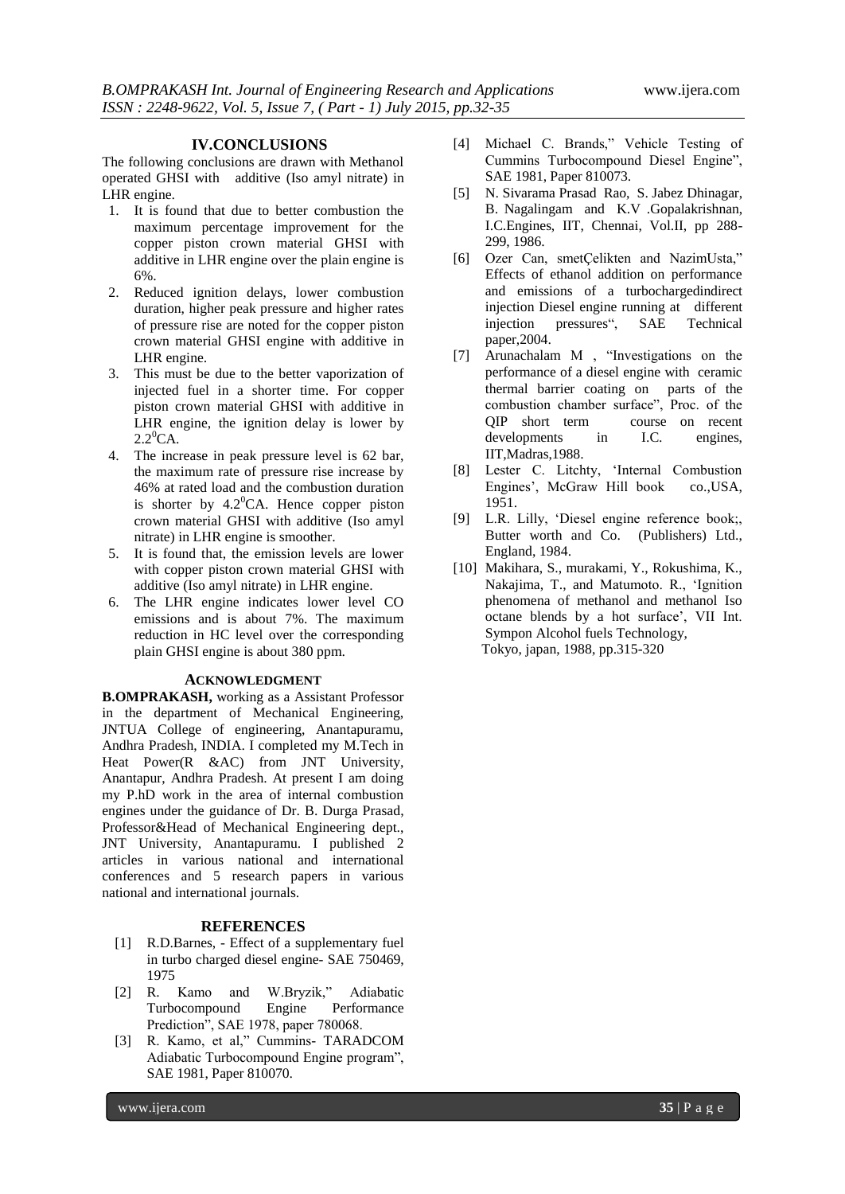## IV.CONCLUSIONS

The following conclusions are drawn with Methanol operated GHSI with additive (Iso amyl nitrate) in LHR engine.

1. It is found that due to better combustion the maximum percentage improvement for the copper piston crown material GHSI with additive in LHR engine over the plain engine is 6%.
2. Reduced ignition delays, lower combustion duration, higher peak pressure and higher rates of pressure rise are noted for the copper piston crown material GHSI engine with additive in LHR engine.
3. This must be due to the better vaporization of injected fuel in a shorter time. For copper piston crown material GHSI with additive in LHR engine, the ignition delay is lower by $2.2^0$CA.
4. The increase in peak pressure level is 62 bar, the maximum rate of pressure rise increase by 46% at rated load and the combustion duration is shorter by $4.2^0$CA. Hence copper piston crown material GHSI with additive (Iso amyl nitrate) in LHR engine is smoother.
5. It is found that, the emission levels are lower with copper piston crown material GHSI with additive (Iso amyl nitrate) in LHR engine.
6. The LHR engine indicates lower level CO emissions and is about 7%. The maximum reduction in HC level over the corresponding plain GHSI engine is about 380 ppm.

### ACKNOWLEDGMENT

**B.OMPRAKASH,** working as a Assistant Professor in the department of Mechanical Engineering, JNTUA College of engineering, Anantapuramu, Andhra Pradesh, INDIA. I completed my M.Tech in Heat Power(R &AC) from JNT University, Anantapur, Andhra Pradesh. At present I am doing my P.hD work in the area of internal combustion engines under the guidance of Dr. B. Durga Prasad, Professor&Head of Mechanical Engineering dept., JNT University, Anantapuramu. I published 2 articles in various national and international conferences and 5 research papers in various national and international journals.

## REFERENCES

[1] R.D.Barnes, - Effect of a supplementary fuel in turbo charged diesel engine- SAE 750469, 1975

[2] R. Kamo and W.Bryzik," Adiabatic Turbocompound Engine Performance Prediction", SAE 1978, paper 780068.

[3] R. Kamo, et al," Cummins- TARADCOM Adiabatic Turbocompound Engine program", SAE 1981, Paper 810070.

[4] Michael C. Brands," Vehicle Testing of Cummins Turbocompound Diesel Engine", SAE 1981, Paper 810073.

[5] N. Sivarama Prasad Rao, S. Jabez Dhinagar, B. Nagalingam and K.V .Gopalakrishnan, I.C.Engines, IIT, Chennai, Vol.II, pp 288-299, 1986.

[6] Ozer Can, smetÇelikten and NazimUsta," Effects of ethanol addition on performance and emissions of a turbochargedindirect injection Diesel engine running at different injection pressures", SAE Technical paper,2004.

[7] Arunachalam M , "Investigations on the performance of a diesel engine with ceramic thermal barrier coating on parts of the combustion chamber surface", Proc. of the QIP short term course on recent developments in I.C. engines, IIT,Madras,1988.

[8] Lester C. Litchty, 'Internal Combustion Engines', McGraw Hill book co.,USA, 1951.

[9] L.R. Lilly, 'Diesel engine reference book;, Butter worth and Co. (Publishers) Ltd., England, 1984.

[10] Makihara, S., murakami, Y., Rokushima, K., Nakajima, T., and Matumoto. R., 'Ignition phenomena of methanol and methanol Iso octane blends by a hot surface', VII Int. Sympon Alcohol fuels Technology, Tokyo, japan, 1988, pp.315-320